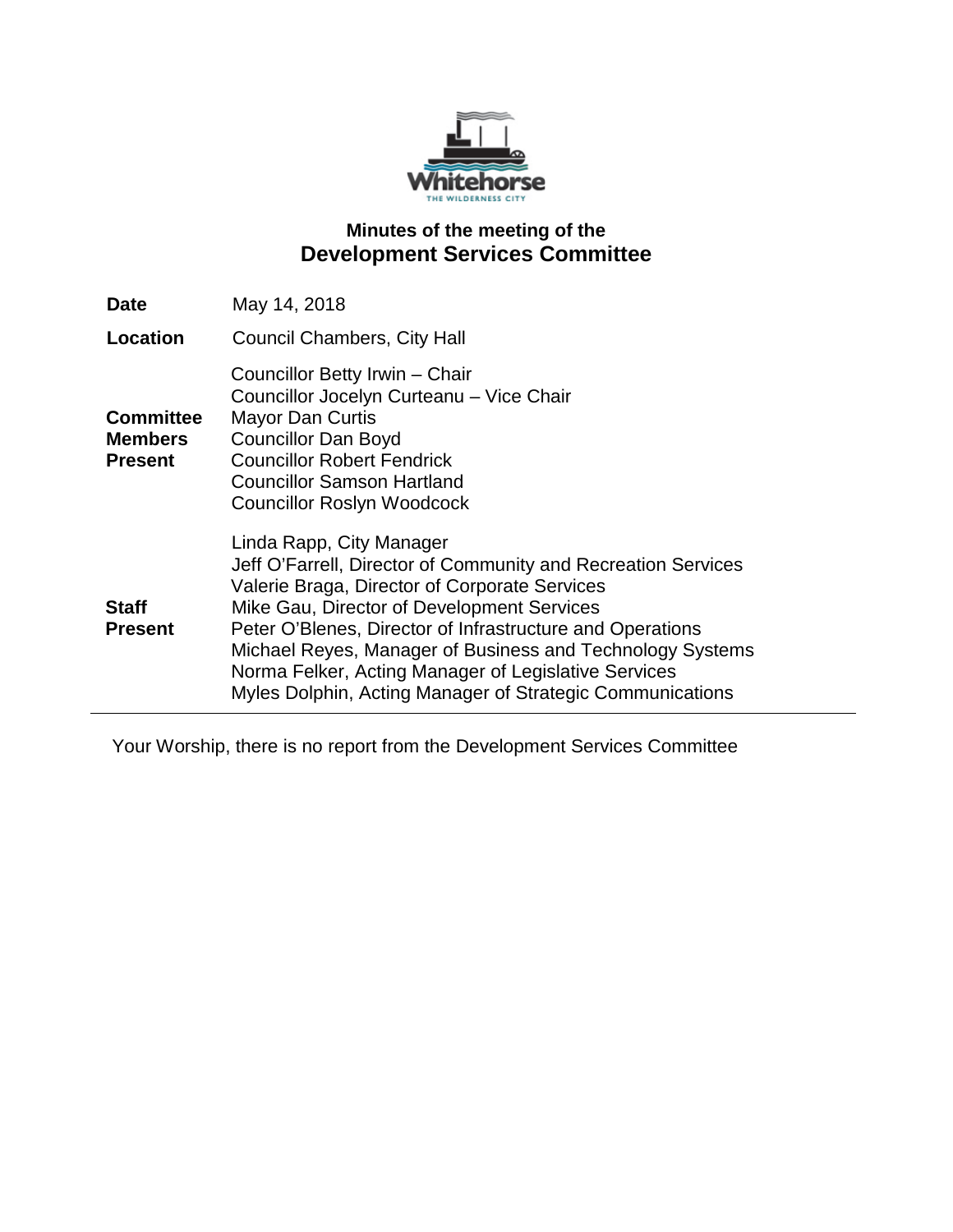# Minutes of the meeting of the
## Development Services Committee

| | |
|---|---|
| **Date** | May 14, 2018 |
| **Location** | Council Chambers, City Hall |
| **Committee Members Present** | Councillor Betty Irwin – Chair<br>Councillor Jocelyn Curteanu – Vice Chair<br>Mayor Dan Curtis<br>Councillor Dan Boyd<br>Councillor Robert Fendrick<br>Councillor Samson Hartland<br>Councillor Roslyn Woodcock |
| **Staff Present** | Linda Rapp, City Manager<br>Jeff O'Farrell, Director of Community and Recreation Services<br>Valerie Braga, Director of Corporate Services<br>Mike Gau, Director of Development Services<br>Peter O'Blenes, Director of Infrastructure and Operations<br>Michael Reyes, Manager of Business and Technology Systems<br>Norma Felker, Acting Manager of Legislative Services<br>Myles Dolphin, Acting Manager of Strategic Communications |

---

Your Worship, there is no report from the Development Services Committee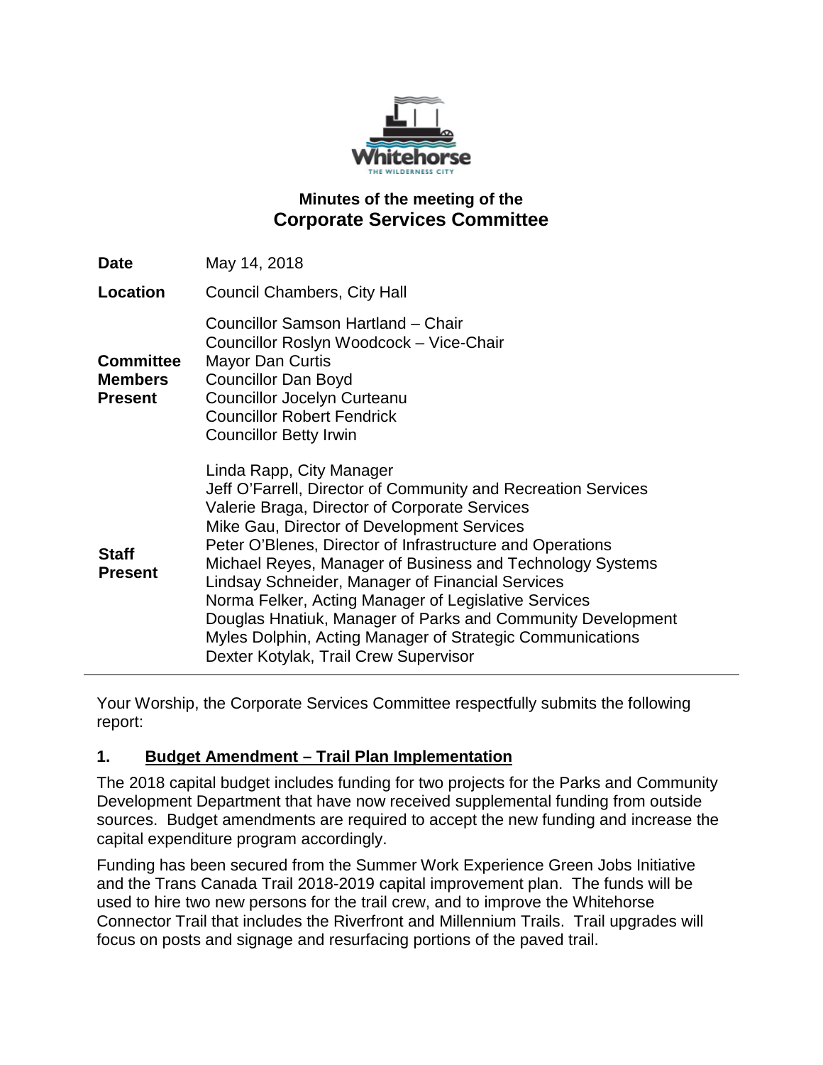# Minutes of the meeting of the
## Corporate Services Committee

| | |
|---|---|
| **Date** | May 14, 2018 |
| **Location** | Council Chambers, City Hall |
| **Committee Members Present** | Councillor Samson Hartland – Chair<br>Councillor Roslyn Woodcock – Vice-Chair<br>Mayor Dan Curtis<br>Councillor Dan Boyd<br>Councillor Jocelyn Curteanu<br>Councillor Robert Fendrick<br>Councillor Betty Irwin |
| **Staff Present** | Linda Rapp, City Manager<br>Jeff O'Farrell, Director of Community and Recreation Services<br>Valerie Braga, Director of Corporate Services<br>Mike Gau, Director of Development Services<br>Peter O'Blenes, Director of Infrastructure and Operations<br>Michael Reyes, Manager of Business and Technology Systems<br>Lindsay Schneider, Manager of Financial Services<br>Norma Felker, Acting Manager of Legislative Services<br>Douglas Hnatiuk, Manager of Parks and Community Development<br>Myles Dolphin, Acting Manager of Strategic Communications<br>Dexter Kotylak, Trail Crew Supervisor |

Your Worship, the Corporate Services Committee respectfully submits the following report:

### 1. Budget Amendment – Trail Plan Implementation

The 2018 capital budget includes funding for two projects for the Parks and Community Development Department that have now received supplemental funding from outside sources. Budget amendments are required to accept the new funding and increase the capital expenditure program accordingly.

Funding has been secured from the Summer Work Experience Green Jobs Initiative and the Trans Canada Trail 2018-2019 capital improvement plan. The funds will be used to hire two new persons for the trail crew, and to improve the Whitehorse Connector Trail that includes the Riverfront and Millennium Trails. Trail upgrades will focus on posts and signage and resurfacing portions of the paved trail.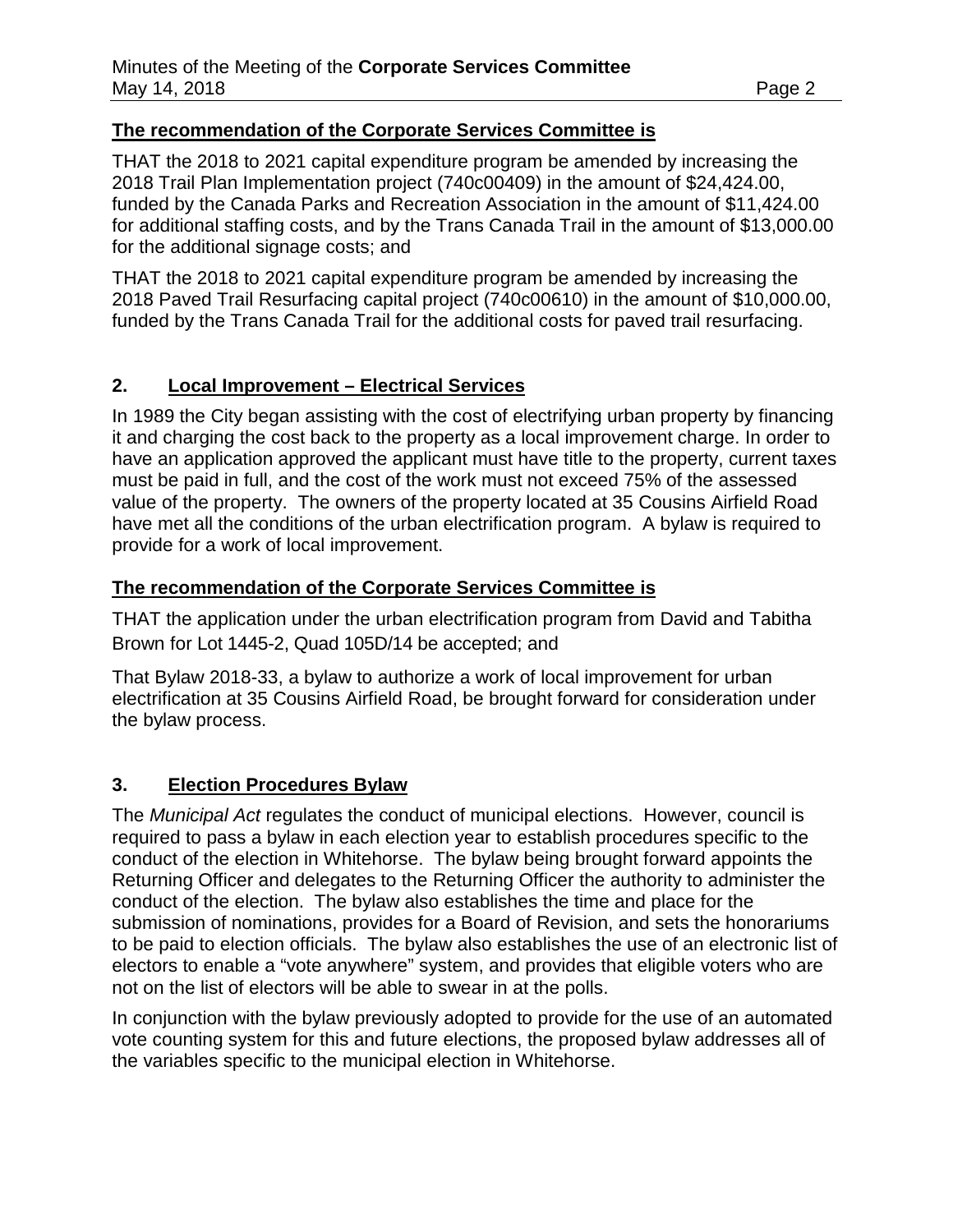**The recommendation of the Corporate Services Committee is**

THAT the 2018 to 2021 capital expenditure program be amended by increasing the 2018 Trail Plan Implementation project (740c00409) in the amount of $24,424.00, funded by the Canada Parks and Recreation Association in the amount of $11,424.00 for additional staffing costs, and by the Trans Canada Trail in the amount of $13,000.00 for the additional signage costs; and

THAT the 2018 to 2021 capital expenditure program be amended by increasing the 2018 Paved Trail Resurfacing capital project (740c00610) in the amount of $10,000.00, funded by the Trans Canada Trail for the additional costs for paved trail resurfacing.

## 2. Local Improvement – Electrical Services

In 1989 the City began assisting with the cost of electrifying urban property by financing it and charging the cost back to the property as a local improvement charge. In order to have an application approved the applicant must have title to the property, current taxes must be paid in full, and the cost of the work must not exceed 75% of the assessed value of the property. The owners of the property located at 35 Cousins Airfield Road have met all the conditions of the urban electrification program. A bylaw is required to provide for a work of local improvement.

**The recommendation of the Corporate Services Committee is**

THAT the application under the urban electrification program from David and Tabitha Brown for Lot 1445-2, Quad 105D/14 be accepted; and

That Bylaw 2018-33, a bylaw to authorize a work of local improvement for urban electrification at 35 Cousins Airfield Road, be brought forward for consideration under the bylaw process.

## 3. Election Procedures Bylaw

The *Municipal Act* regulates the conduct of municipal elections. However, council is required to pass a bylaw in each election year to establish procedures specific to the conduct of the election in Whitehorse. The bylaw being brought forward appoints the Returning Officer and delegates to the Returning Officer the authority to administer the conduct of the election. The bylaw also establishes the time and place for the submission of nominations, provides for a Board of Revision, and sets the honorariums to be paid to election officials. The bylaw also establishes the use of an electronic list of electors to enable a "vote anywhere" system, and provides that eligible voters who are not on the list of electors will be able to swear in at the polls.

In conjunction with the bylaw previously adopted to provide for the use of an automated vote counting system for this and future elections, the proposed bylaw addresses all of the variables specific to the municipal election in Whitehorse.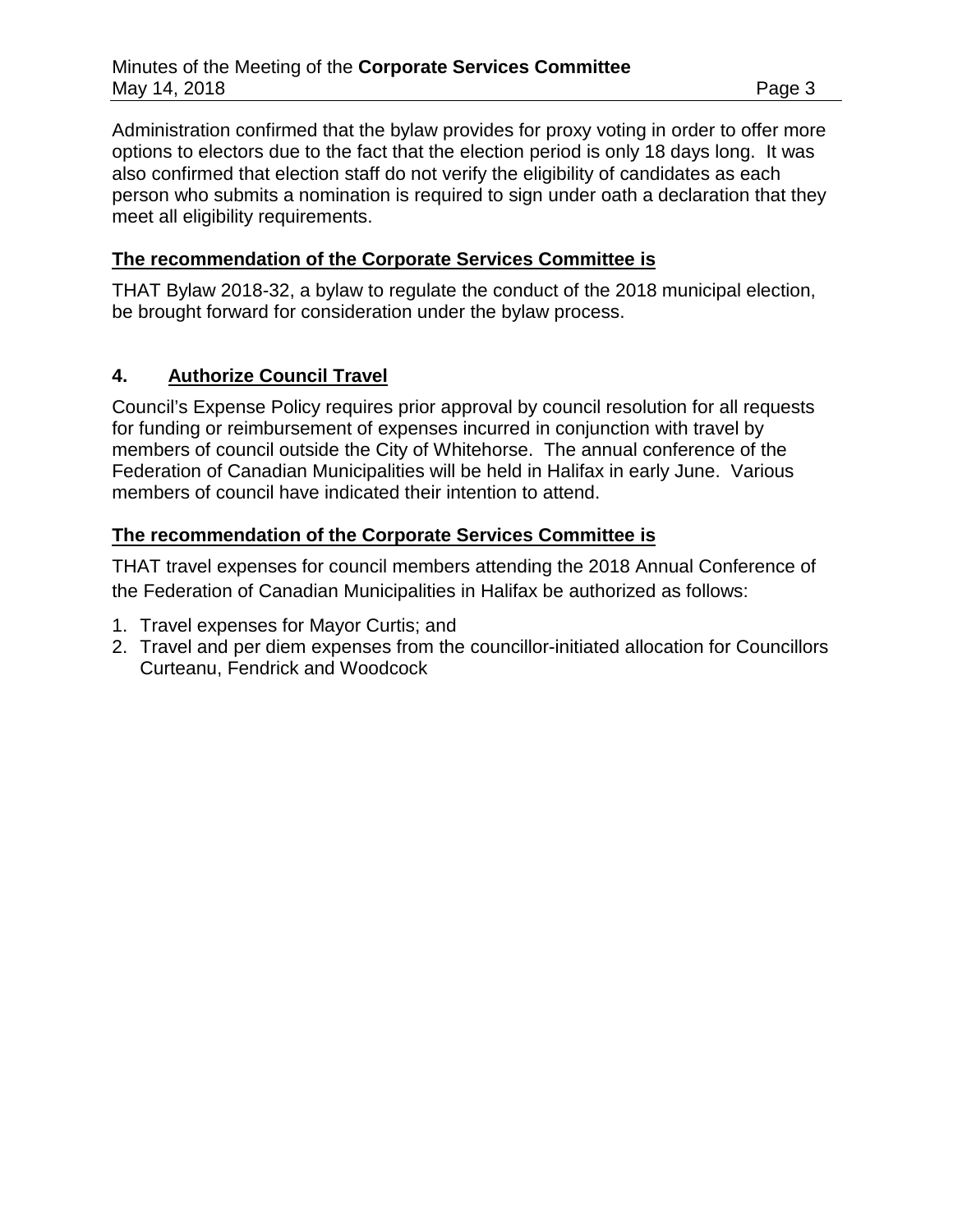Administration confirmed that the bylaw provides for proxy voting in order to offer more options to electors due to the fact that the election period is only 18 days long. It was also confirmed that election staff do not verify the eligibility of candidates as each person who submits a nomination is required to sign under oath a declaration that they meet all eligibility requirements.

**The recommendation of the Corporate Services Committee is**

THAT Bylaw 2018-32, a bylaw to regulate the conduct of the 2018 municipal election, be brought forward for consideration under the bylaw process.

## 4. Authorize Council Travel

Council's Expense Policy requires prior approval by council resolution for all requests for funding or reimbursement of expenses incurred in conjunction with travel by members of council outside the City of Whitehorse. The annual conference of the Federation of Canadian Municipalities will be held in Halifax in early June. Various members of council have indicated their intention to attend.

**The recommendation of the Corporate Services Committee is**

THAT travel expenses for council members attending the 2018 Annual Conference of the Federation of Canadian Municipalities in Halifax be authorized as follows:

1. Travel expenses for Mayor Curtis; and
2. Travel and per diem expenses from the councillor-initiated allocation for Councillors Curteanu, Fendrick and Woodcock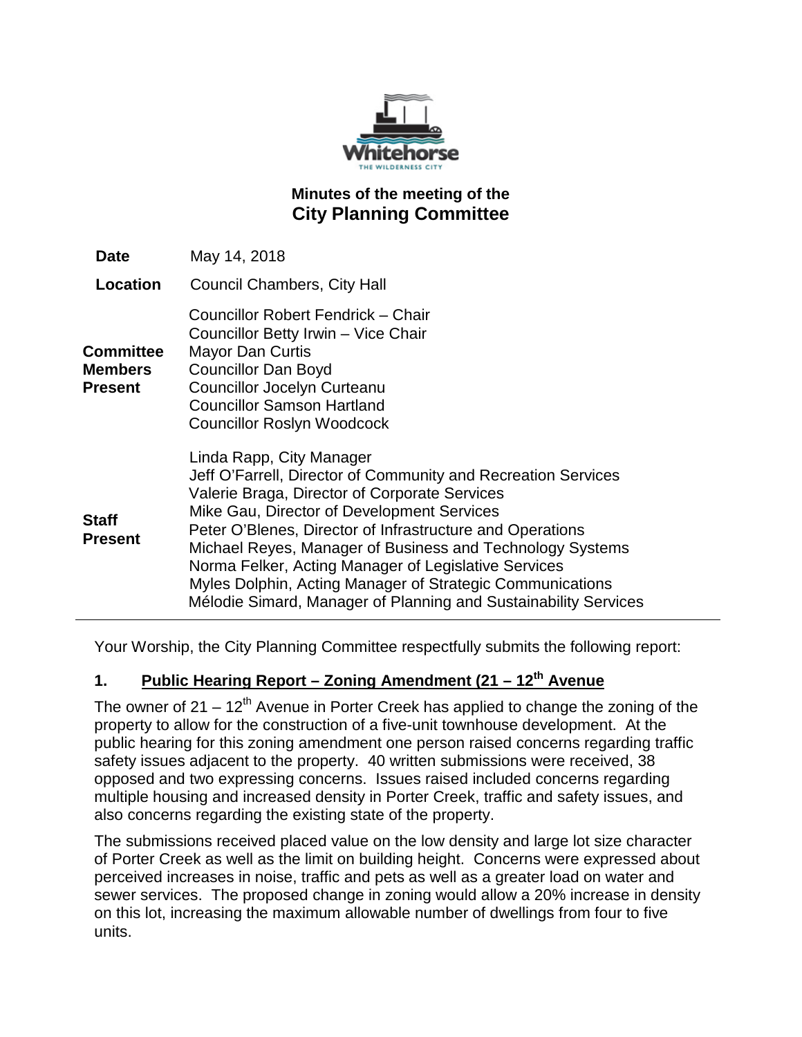# Minutes of the meeting of the City Planning Committee

| | |
|---|---|
| **Date** | May 14, 2018 |
| **Location** | Council Chambers, City Hall |
| **Committee Members Present** | Councillor Robert Fendrick – Chair<br>Councillor Betty Irwin – Vice Chair<br>Mayor Dan Curtis<br>Councillor Dan Boyd<br>Councillor Jocelyn Curteanu<br>Councillor Samson Hartland<br>Councillor Roslyn Woodcock |
| **Staff Present** | Linda Rapp, City Manager<br>Jeff O'Farrell, Director of Community and Recreation Services<br>Valerie Braga, Director of Corporate Services<br>Mike Gau, Director of Development Services<br>Peter O'Blenes, Director of Infrastructure and Operations<br>Michael Reyes, Manager of Business and Technology Systems<br>Norma Felker, Acting Manager of Legislative Services<br>Myles Dolphin, Acting Manager of Strategic Communications<br>Mélodie Simard, Manager of Planning and Sustainability Services |

Your Worship, the City Planning Committee respectfully submits the following report:

## 1. Public Hearing Report – Zoning Amendment (21 – 12th Avenue

The owner of 21 – 12th Avenue in Porter Creek has applied to change the zoning of the property to allow for the construction of a five-unit townhouse development. At the public hearing for this zoning amendment one person raised concerns regarding traffic safety issues adjacent to the property. 40 written submissions were received, 38 opposed and two expressing concerns. Issues raised included concerns regarding multiple housing and increased density in Porter Creek, traffic and safety issues, and also concerns regarding the existing state of the property.

The submissions received placed value on the low density and large lot size character of Porter Creek as well as the limit on building height. Concerns were expressed about perceived increases in noise, traffic and pets as well as a greater load on water and sewer services. The proposed change in zoning would allow a 20% increase in density on this lot, increasing the maximum allowable number of dwellings from four to five units.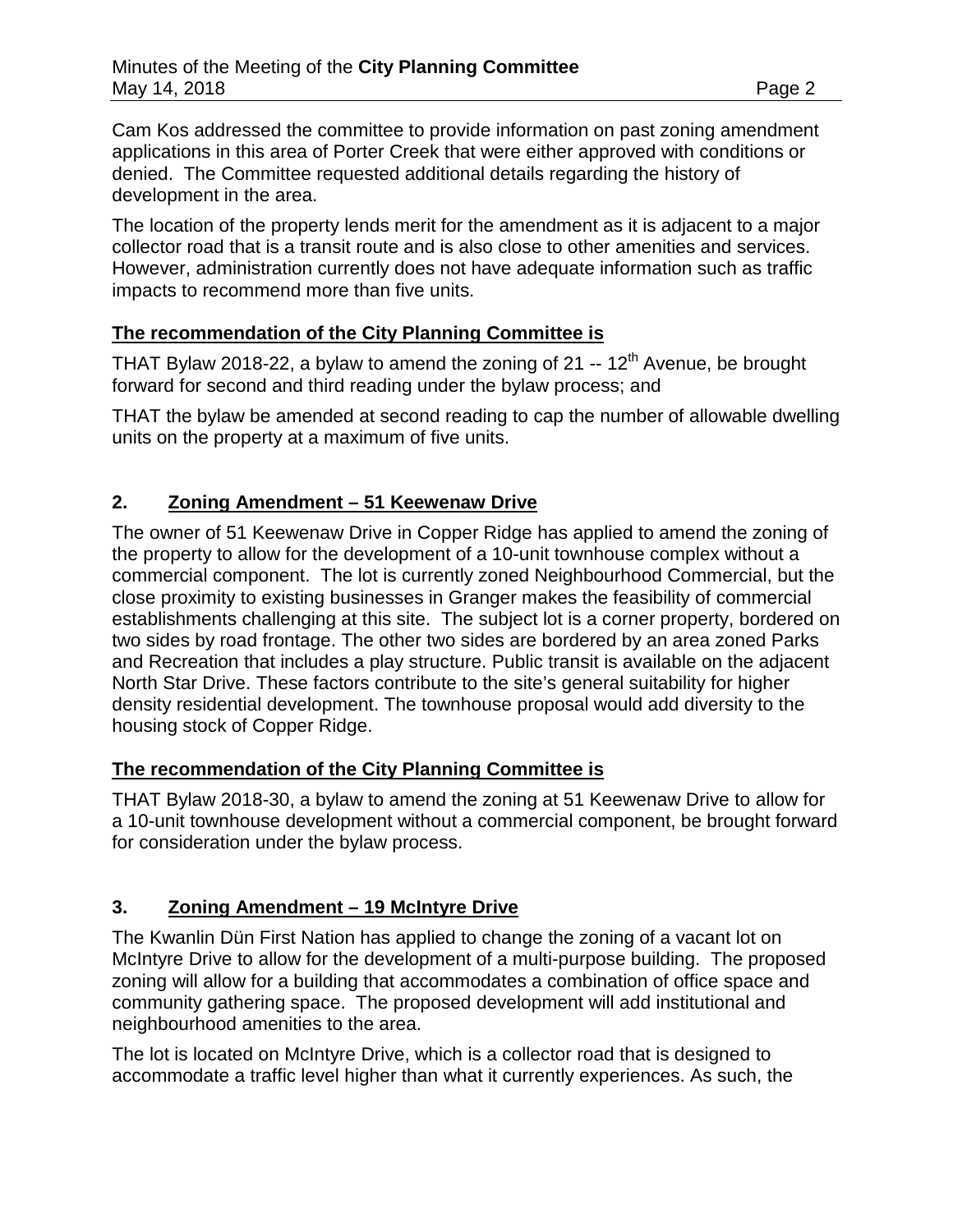Cam Kos addressed the committee to provide information on past zoning amendment applications in this area of Porter Creek that were either approved with conditions or denied. The Committee requested additional details regarding the history of development in the area.

The location of the property lends merit for the amendment as it is adjacent to a major collector road that is a transit route and is also close to other amenities and services. However, administration currently does not have adequate information such as traffic impacts to recommend more than five units.

**The recommendation of the City Planning Committee is**

THAT Bylaw 2018-22, a bylaw to amend the zoning of 21 -- 12th Avenue, be brought forward for second and third reading under the bylaw process; and

THAT the bylaw be amended at second reading to cap the number of allowable dwelling units on the property at a maximum of five units.

## 2. Zoning Amendment – 51 Keewenaw Drive

The owner of 51 Keewenaw Drive in Copper Ridge has applied to amend the zoning of the property to allow for the development of a 10-unit townhouse complex without a commercial component. The lot is currently zoned Neighbourhood Commercial, but the close proximity to existing businesses in Granger makes the feasibility of commercial establishments challenging at this site. The subject lot is a corner property, bordered on two sides by road frontage. The other two sides are bordered by an area zoned Parks and Recreation that includes a play structure. Public transit is available on the adjacent North Star Drive. These factors contribute to the site's general suitability for higher density residential development. The townhouse proposal would add diversity to the housing stock of Copper Ridge.

**The recommendation of the City Planning Committee is**

THAT Bylaw 2018-30, a bylaw to amend the zoning at 51 Keewenaw Drive to allow for a 10-unit townhouse development without a commercial component, be brought forward for consideration under the bylaw process.

## 3. Zoning Amendment – 19 McIntyre Drive

The Kwanlin Dün First Nation has applied to change the zoning of a vacant lot on McIntyre Drive to allow for the development of a multi-purpose building. The proposed zoning will allow for a building that accommodates a combination of office space and community gathering space. The proposed development will add institutional and neighbourhood amenities to the area.

The lot is located on McIntyre Drive, which is a collector road that is designed to accommodate a traffic level higher than what it currently experiences. As such, the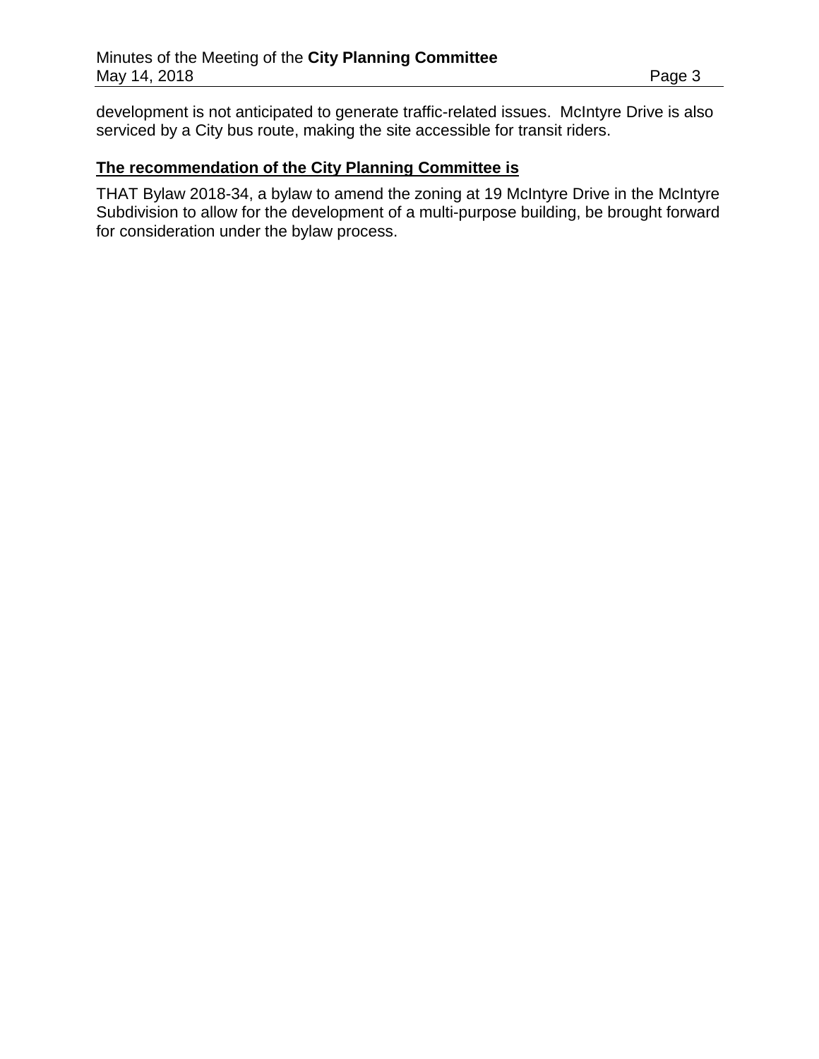development is not anticipated to generate traffic-related issues. McIntyre Drive is also serviced by a City bus route, making the site accessible for transit riders.

**The recommendation of the City Planning Committee is**

THAT Bylaw 2018-34, a bylaw to amend the zoning at 19 McIntyre Drive in the McIntyre Subdivision to allow for the development of a multi-purpose building, be brought forward for consideration under the bylaw process.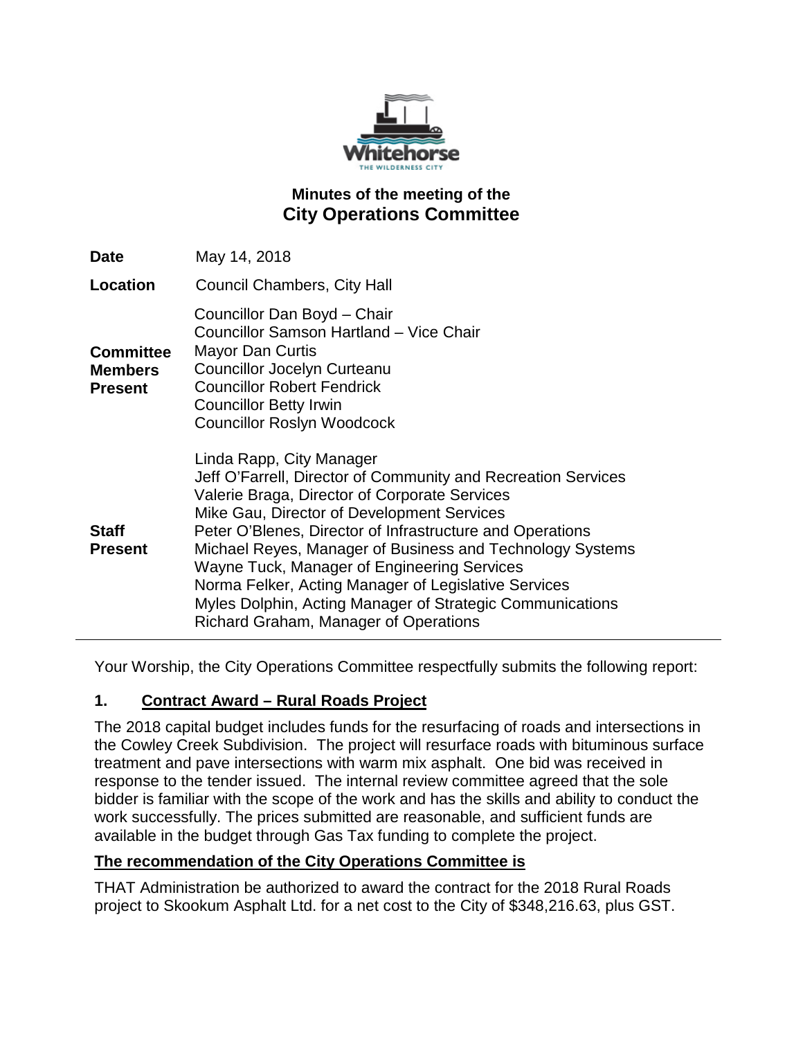# Minutes of the meeting of the
## City Operations Committee

| | |
|---|---|
| **Date** | May 14, 2018 |
| **Location** | Council Chambers, City Hall |
| **Committee Members Present** | Councillor Dan Boyd – Chair<br>Councillor Samson Hartland – Vice Chair<br>Mayor Dan Curtis<br>Councillor Jocelyn Curteanu<br>Councillor Robert Fendrick<br>Councillor Betty Irwin<br>Councillor Roslyn Woodcock |
| **Staff Present** | Linda Rapp, City Manager<br>Jeff O'Farrell, Director of Community and Recreation Services<br>Valerie Braga, Director of Corporate Services<br>Mike Gau, Director of Development Services<br>Peter O'Blenes, Director of Infrastructure and Operations<br>Michael Reyes, Manager of Business and Technology Systems<br>Wayne Tuck, Manager of Engineering Services<br>Norma Felker, Acting Manager of Legislative Services<br>Myles Dolphin, Acting Manager of Strategic Communications<br>Richard Graham, Manager of Operations |

Your Worship, the City Operations Committee respectfully submits the following report:

### 1. Contract Award – Rural Roads Project

The 2018 capital budget includes funds for the resurfacing of roads and intersections in the Cowley Creek Subdivision. The project will resurface roads with bituminous surface treatment and pave intersections with warm mix asphalt. One bid was received in response to the tender issued. The internal review committee agreed that the sole bidder is familiar with the scope of the work and has the skills and ability to conduct the work successfully. The prices submitted are reasonable, and sufficient funds are available in the budget through Gas Tax funding to complete the project.

**The recommendation of the City Operations Committee is**

THAT Administration be authorized to award the contract for the 2018 Rural Roads project to Skookum Asphalt Ltd. for a net cost to the City of $348,216.63, plus GST.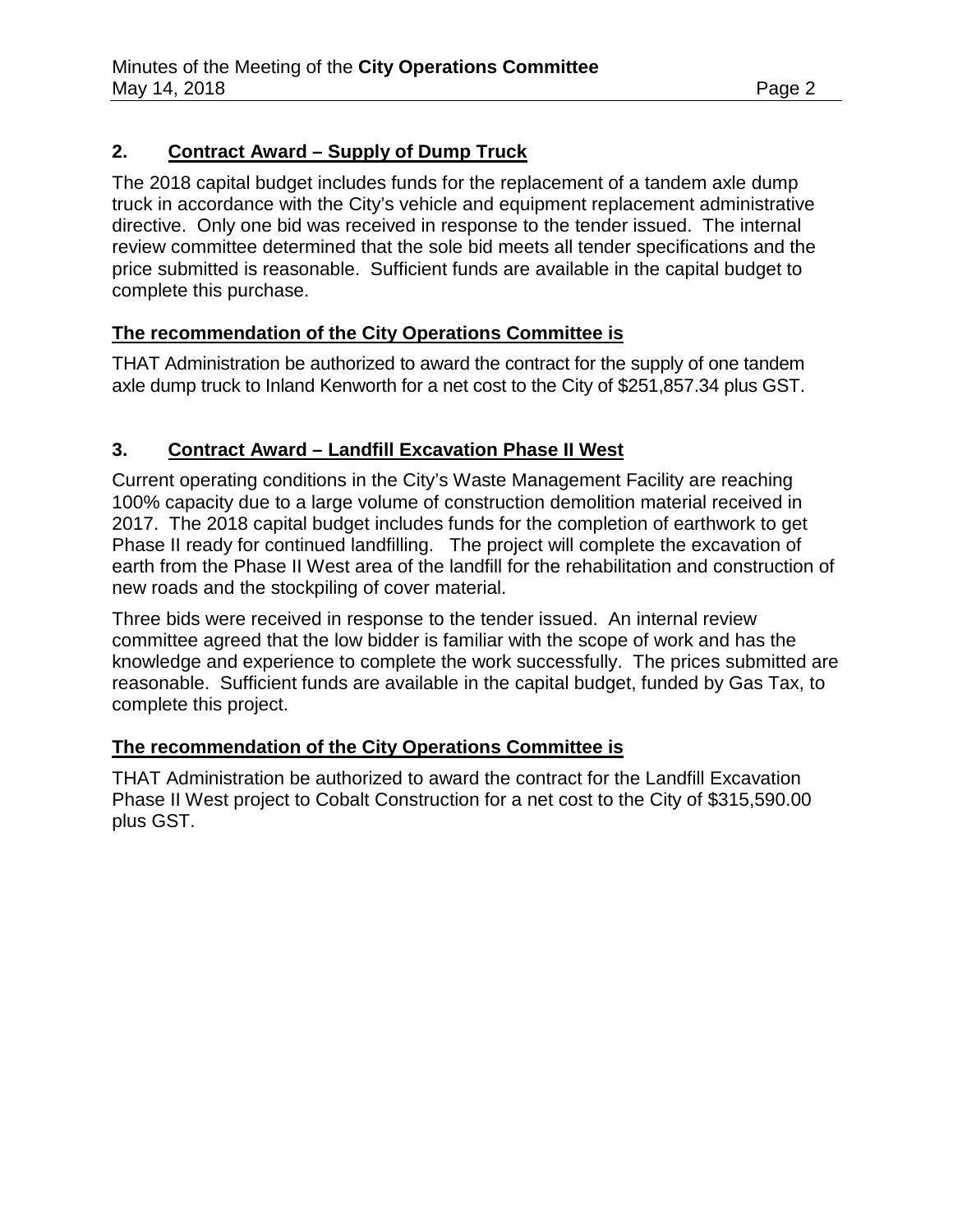## 2. Contract Award – Supply of Dump Truck

The 2018 capital budget includes funds for the replacement of a tandem axle dump truck in accordance with the City's vehicle and equipment replacement administrative directive. Only one bid was received in response to the tender issued. The internal review committee determined that the sole bid meets all tender specifications and the price submitted is reasonable. Sufficient funds are available in the capital budget to complete this purchase.

**The recommendation of the City Operations Committee is**

THAT Administration be authorized to award the contract for the supply of one tandem axle dump truck to Inland Kenworth for a net cost to the City of $251,857.34 plus GST.

## 3. Contract Award – Landfill Excavation Phase II West

Current operating conditions in the City's Waste Management Facility are reaching 100% capacity due to a large volume of construction demolition material received in 2017. The 2018 capital budget includes funds for the completion of earthwork to get Phase II ready for continued landfilling. The project will complete the excavation of earth from the Phase II West area of the landfill for the rehabilitation and construction of new roads and the stockpiling of cover material.

Three bids were received in response to the tender issued. An internal review committee agreed that the low bidder is familiar with the scope of work and has the knowledge and experience to complete the work successfully. The prices submitted are reasonable. Sufficient funds are available in the capital budget, funded by Gas Tax, to complete this project.

**The recommendation of the City Operations Committee is**

THAT Administration be authorized to award the contract for the Landfill Excavation Phase II West project to Cobalt Construction for a net cost to the City of $315,590.00 plus GST.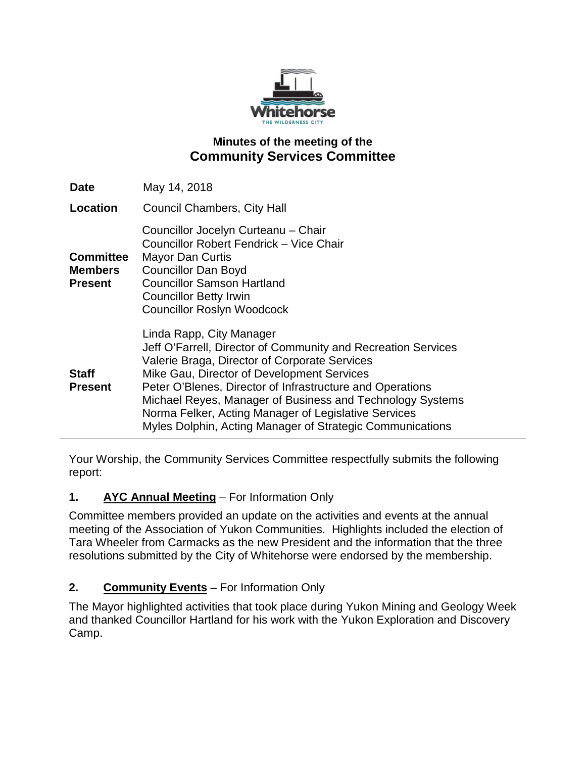# Minutes of the meeting of the
## Community Services Committee

| | |
|---|---|
| **Date** | May 14, 2018 |
| **Location** | Council Chambers, City Hall |
| **Committee Members Present** | Councillor Jocelyn Curteanu – Chair<br>Councillor Robert Fendrick – Vice Chair<br>Mayor Dan Curtis<br>Councillor Dan Boyd<br>Councillor Samson Hartland<br>Councillor Betty Irwin<br>Councillor Roslyn Woodcock |
| **Staff Present** | Linda Rapp, City Manager<br>Jeff O'Farrell, Director of Community and Recreation Services<br>Valerie Braga, Director of Corporate Services<br>Mike Gau, Director of Development Services<br>Peter O'Blenes, Director of Infrastructure and Operations<br>Michael Reyes, Manager of Business and Technology Systems<br>Norma Felker, Acting Manager of Legislative Services<br>Myles Dolphin, Acting Manager of Strategic Communications |

Your Worship, the Community Services Committee respectfully submits the following report:

**1. AYC Annual Meeting** – For Information Only

Committee members provided an update on the activities and events at the annual meeting of the Association of Yukon Communities. Highlights included the election of Tara Wheeler from Carmacks as the new President and the information that the three resolutions submitted by the City of Whitehorse were endorsed by the membership.

**2. Community Events** – For Information Only

The Mayor highlighted activities that took place during Yukon Mining and Geology Week and thanked Councillor Hartland for his work with the Yukon Exploration and Discovery Camp.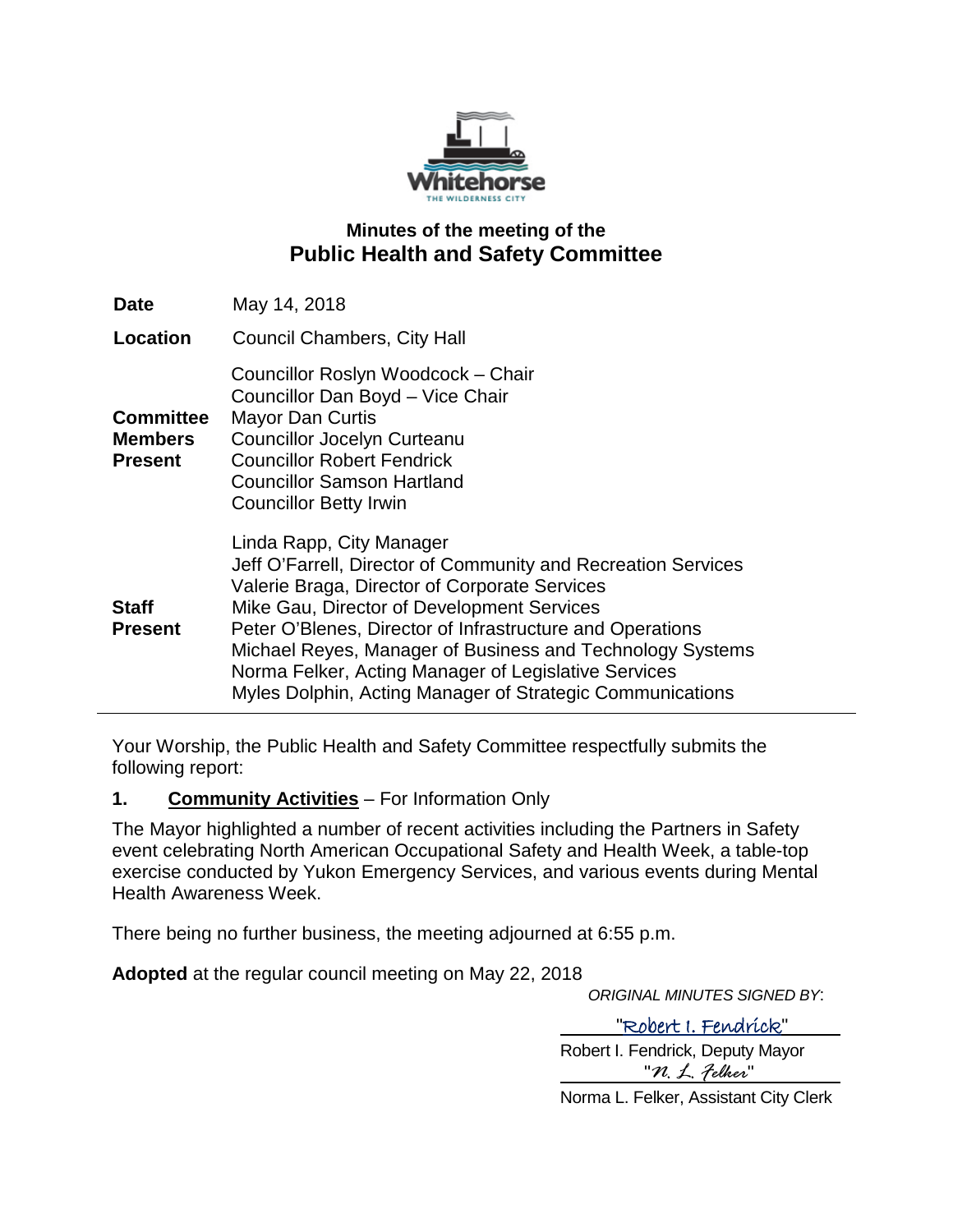**Minutes of the meeting of the**

# Public Health and Safety Committee

| | |
|---|---|
| **Date** | May 14, 2018 |
| **Location** | Council Chambers, City Hall |
| **Committee Members Present** | Councillor Roslyn Woodcock – Chair<br>Councillor Dan Boyd – Vice Chair<br>Mayor Dan Curtis<br>Councillor Jocelyn Curteanu<br>Councillor Robert Fendrick<br>Councillor Samson Hartland<br>Councillor Betty Irwin |
| **Staff Present** | Linda Rapp, City Manager<br>Jeff O'Farrell, Director of Community and Recreation Services<br>Valerie Braga, Director of Corporate Services<br>Mike Gau, Director of Development Services<br>Peter O'Blenes, Director of Infrastructure and Operations<br>Michael Reyes, Manager of Business and Technology Systems<br>Norma Felker, Acting Manager of Legislative Services<br>Myles Dolphin, Acting Manager of Strategic Communications |

---

Your Worship, the Public Health and Safety Committee respectfully submits the following report:

**1. Community Activities** – For Information Only

The Mayor highlighted a number of recent activities including the Partners in Safety event celebrating North American Occupational Safety and Health Week, a table-top exercise conducted by Yukon Emergency Services, and various events during Mental Health Awareness Week.

There being no further business, the meeting adjourned at 6:55 p.m.

**Adopted** at the regular council meeting on May 22, 2018

*ORIGINAL MINUTES SIGNED BY*:

"Robert I. Fendrick"

Robert I. Fendrick, Deputy Mayor

"N. L. Felker"

Norma L. Felker, Assistant City Clerk